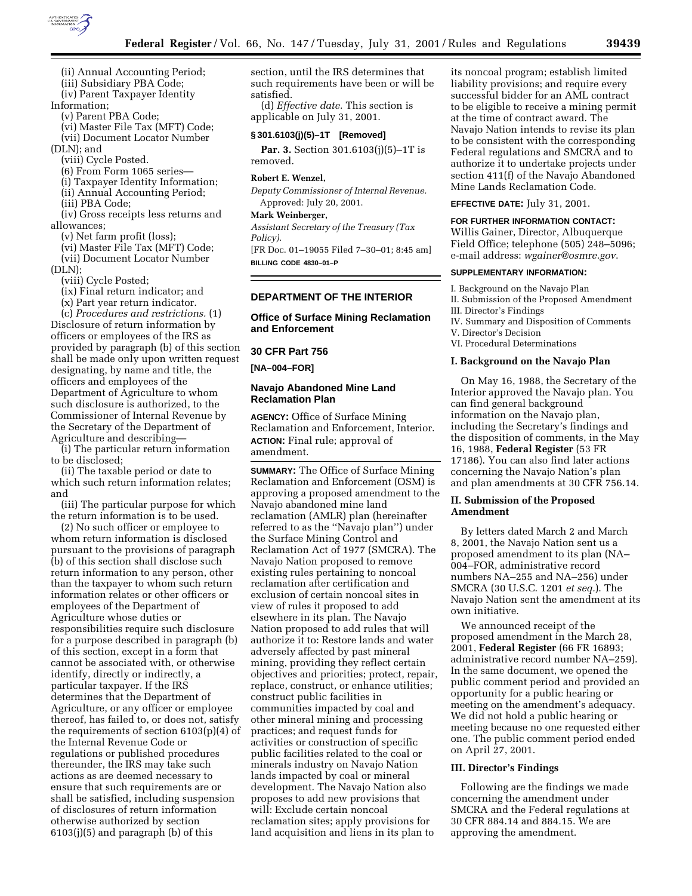(ii) Annual Accounting Period;

(iii) Subsidiary PBA Code;

(iv) Parent Taxpayer Identity Information;

(v) Parent PBA Code;

(vi) Master File Tax (MFT) Code;

(vii) Document Locator Number (DLN); and

(viii) Cycle Posted.

(6) From Form 1065 series—

(i) Taxpayer Identity Information;

(ii) Annual Accounting Period;

(iii) PBA Code;

(iv) Gross receipts less returns and allowances;

(v) Net farm profit (loss);

(vi) Master File Tax (MFT) Code;

(vii) Document Locator Number (DLN);

(viii) Cycle Posted;

(ix) Final return indicator; and

(x) Part year return indicator.

(c) *Procedures and restrictions.* (1) Disclosure of return information by officers or employees of the IRS as provided by paragraph (b) of this section shall be made only upon written request designating, by name and title, the officers and employees of the Department of Agriculture to whom such disclosure is authorized, to the Commissioner of Internal Revenue by the Secretary of the Department of Agriculture and describing—

(i) The particular return information to be disclosed;

(ii) The taxable period or date to which such return information relates; and

(iii) The particular purpose for which the return information is to be used.

(2) No such officer or employee to whom return information is disclosed pursuant to the provisions of paragraph (b) of this section shall disclose such return information to any person, other than the taxpayer to whom such return information relates or other officers or employees of the Department of Agriculture whose duties or responsibilities require such disclosure for a purpose described in paragraph (b) of this section, except in a form that cannot be associated with, or otherwise identify, directly or indirectly, a particular taxpayer. If the IRS determines that the Department of Agriculture, or any officer or employee thereof, has failed to, or does not, satisfy the requirements of section 6103(p)(4) of the Internal Revenue Code or regulations or published procedures thereunder, the IRS may take such actions as are deemed necessary to ensure that such requirements are or shall be satisfied, including suspension of disclosures of return information otherwise authorized by section 6103(j)(5) and paragraph (b) of this section, until the IRS determines that such requirements have been or will be satisfied.

(d) *Effective date.* This section is applicable on July 31, 2001.

**§ 301.6103(j)(5)–1T [Removed]**

**Par. 3.** Section 301.6103(j)(5)–1T is removed.

**Robert E. Wenzel,**

*Deputy Commissioner of Internal Revenue.*

Approved: July 20, 2001.

**Mark Weinberger,**

*Assistant Secretary of the Treasury (Tax Policy).*

[FR Doc. 01–19055 Filed 7–30–01; 8:45 am]

**BILLING CODE 4830–01–P**

## DEPARTMENT OF THE INTERIOR

## Office of Surface Mining Reclamation and Enforcement

## 30 CFR Part 756

**[NA–004–FOR]**

## Navajo Abandoned Mine Land Reclamation Plan

**AGENCY:** Office of Surface Mining Reclamation and Enforcement, Interior.

**ACTION:** Final rule; approval of amendment.

**SUMMARY:** The Office of Surface Mining Reclamation and Enforcement (OSM) is approving a proposed amendment to the Navajo abandoned mine land reclamation (AMLR) plan (hereinafter referred to as the ''Navajo plan'') under the Surface Mining Control and Reclamation Act of 1977 (SMCRA). The Navajo Nation proposed to remove existing rules pertaining to noncoal reclamation after certification and exclusion of certain noncoal sites in view of rules it proposed to add elsewhere in its plan. The Navajo Nation proposed to add rules that will authorize it to: Restore lands and water adversely affected by past mineral mining, providing they reflect certain objectives and priorities; protect, repair, replace, construct, or enhance utilities; construct public facilities in communities impacted by coal and other mineral mining and processing practices; and request funds for activities or construction of specific public facilities related to the coal or minerals industry on Navajo Nation lands impacted by coal or mineral development. The Navajo Nation also proposes to add new provisions that will: Exclude certain noncoal reclamation sites; apply provisions for land acquisition and liens in its plan to its noncoal program; establish limited liability provisions; and require every successful bidder for an AML contract to be eligible to receive a mining permit at the time of contract award. The Navajo Nation intends to revise its plan to be consistent with the corresponding Federal regulations and SMCRA and to authorize it to undertake projects under section 411(f) of the Navajo Abandoned Mine Lands Reclamation Code.

**EFFECTIVE DATE:** July 31, 2001.

**FOR FURTHER INFORMATION CONTACT:** Willis Gainer, Director, Albuquerque Field Office; telephone (505) 248–5096; e-mail address: *wgainer@osmre.gov*.

**SUPPLEMENTARY INFORMATION:**

I. Background on the Navajo Plan
II. Submission of the Proposed Amendment
III. Director's Findings
IV. Summary and Disposition of Comments
V. Director's Decision
VI. Procedural Determinations

### I. Background on the Navajo Plan

On May 16, 1988, the Secretary of the Interior approved the Navajo plan. You can find general background information on the Navajo plan, including the Secretary's findings and the disposition of comments, in the May 16, 1988, **Federal Register** (53 FR 17186). You can also find later actions concerning the Navajo Nation's plan and plan amendments at 30 CFR 756.14.

### II. Submission of the Proposed Amendment

By letters dated March 2 and March 8, 2001, the Navajo Nation sent us a proposed amendment to its plan (NA–004–FOR, administrative record numbers NA–255 and NA–256) under SMCRA (30 U.S.C. 1201 *et seq.*). The Navajo Nation sent the amendment at its own initiative.

We announced receipt of the proposed amendment in the March 28, 2001, **Federal Register** (66 FR 16893; administrative record number NA–259). In the same document, we opened the public comment period and provided an opportunity for a public hearing or meeting on the amendment's adequacy. We did not hold a public hearing or meeting because no one requested either one. The public comment period ended on April 27, 2001.

### III. Director's Findings

Following are the findings we made concerning the amendment under SMCRA and the Federal regulations at 30 CFR 884.14 and 884.15. We are approving the amendment.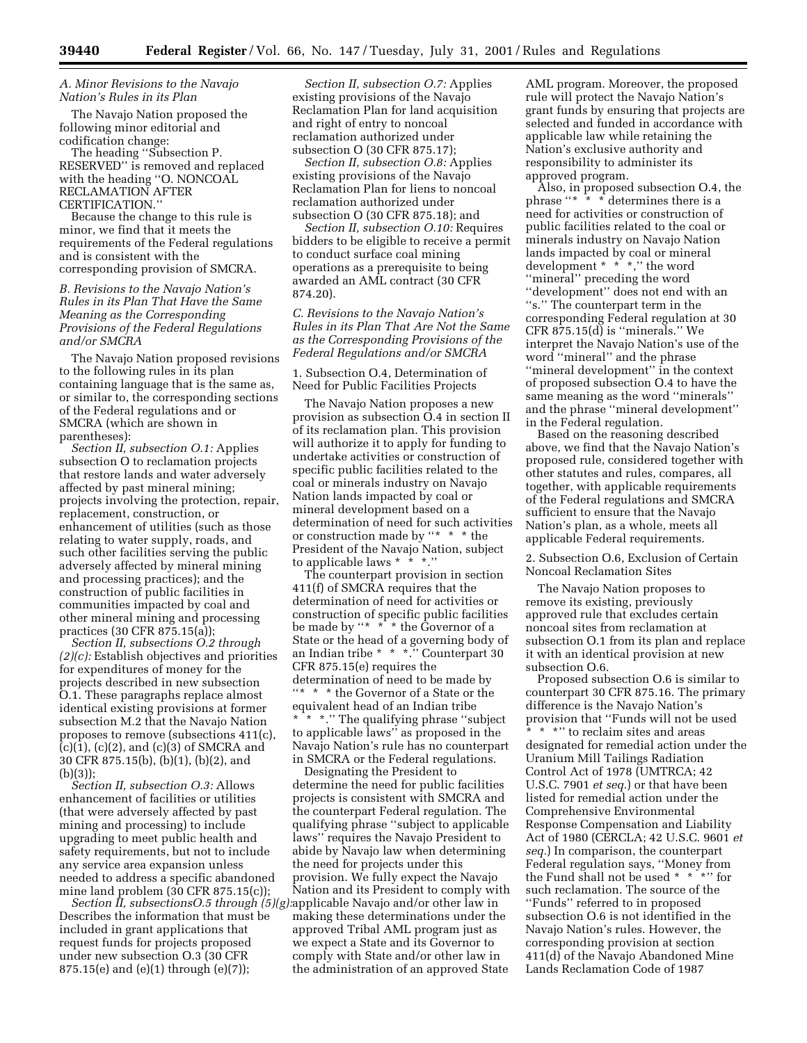### A. Minor Revisions to the Navajo Nation's Rules in its Plan

The Navajo Nation proposed the following minor editorial and codification change:

The heading ''Subsection P. RESERVED'' is removed and replaced with the heading ''O. NONCOAL RECLAMATION AFTER CERTIFICATION.''

Because the change to this rule is minor, we find that it meets the requirements of the Federal regulations and is consistent with the corresponding provision of SMCRA.

### B. Revisions to the Navajo Nation's Rules in its Plan That Have the Same Meaning as the Corresponding Provisions of the Federal Regulations and/or SMCRA

The Navajo Nation proposed revisions to the following rules in its plan containing language that is the same as, or similar to, the corresponding sections of the Federal regulations and or SMCRA (which are shown in parentheses):

*Section II, subsection O.1:* Applies subsection O to reclamation projects that restore lands and water adversely affected by past mineral mining; projects involving the protection, repair, replacement, construction, or enhancement of utilities (such as those relating to water supply, roads, and such other facilities serving the public adversely affected by mineral mining and processing practices); and the construction of public facilities in communities impacted by coal and other mineral mining and processing practices (30 CFR 875.15(a));

*Section II, subsections O.2 through (2)(c):* Establish objectives and priorities for expenditures of money for the projects described in new subsection O.1. These paragraphs replace almost identical existing provisions at former subsection M.2 that the Navajo Nation proposes to remove (subsections 411(c), (c)(1), (c)(2), and (c)(3) of SMCRA and 30 CFR 875.15(b), (b)(1), (b)(2), and (b)(3));

*Section II, subsection O.3:* Allows enhancement of facilities or utilities (that were adversely affected by past mining and processing) to include upgrading to meet public health and safety requirements, but not to include any service area expansion unless needed to address a specific abandoned mine land problem (30 CFR 875.15(c));

*Section II, subsectionsO.5 through (5)(g):* Describes the information that must be included in grant applications that request funds for projects proposed under new subsection O.3 (30 CFR 875.15(e) and (e)(1) through (e)(7));

*Section II, subsection O.7:* Applies existing provisions of the Navajo Reclamation Plan for land acquisition and right of entry to noncoal reclamation authorized under subsection O (30 CFR 875.17);

*Section II, subsection O.8:* Applies existing provisions of the Navajo Reclamation Plan for liens to noncoal reclamation authorized under subsection O (30 CFR 875.18); and

*Section II, subsection O.10:* Requires bidders to be eligible to receive a permit to conduct surface coal mining operations as a prerequisite to being awarded an AML contract (30 CFR 874.20).

### C. Revisions to the Navajo Nation's Rules in its Plan That Are Not the Same as the Corresponding Provisions of the Federal Regulations and/or SMCRA

1. Subsection O.4, Determination of Need for Public Facilities Projects

The Navajo Nation proposes a new provision as subsection O.4 in section II of its reclamation plan. This provision will authorize it to apply for funding to undertake activities or construction of specific public facilities related to the coal or minerals industry on Navajo Nation lands impacted by coal or mineral development based on a determination of need for such activities or construction made by ''* * * the President of the Navajo Nation, subject to applicable laws * * *.''

The counterpart provision in section 411(f) of SMCRA requires that the determination of need for activities or construction of specific public facilities be made by ''* * * the Governor of a State or the head of a governing body of an Indian tribe * * *.'' Counterpart 30 CFR 875.15(e) requires the determination of need to be made by ''* * * the Governor of a State or the equivalent head of an Indian tribe * * *.'' The qualifying phrase ''subject to applicable laws'' as proposed in the Navajo Nation's rule has no counterpart in SMCRA or the Federal regulations.

Designating the President to determine the need for public facilities projects is consistent with SMCRA and the counterpart Federal regulation. The qualifying phrase ''subject to applicable laws'' requires the Navajo President to abide by Navajo law when determining the need for projects under this provision. We fully expect the Navajo Nation and its President to comply with applicable Navajo and/or other law in making these determinations under the approved Tribal AML program just as we expect a State and its Governor to comply with State and/or other law in the administration of an approved State AML program. Moreover, the proposed rule will protect the Navajo Nation's grant funds by ensuring that projects are selected and funded in accordance with applicable law while retaining the Nation's exclusive authority and responsibility to administer its approved program.

Also, in proposed subsection O.4, the phrase ''* * * determines there is a need for activities or construction of public facilities related to the coal or minerals industry on Navajo Nation lands impacted by coal or mineral development * * *,'' the word ''mineral'' preceding the word ''development'' does not end with an ''s.'' The counterpart term in the corresponding Federal regulation at 30 CFR 875.15(d) is ''minerals.'' We interpret the Navajo Nation's use of the word ''mineral'' and the phrase ''mineral development'' in the context of proposed subsection O.4 to have the same meaning as the word ''minerals'' and the phrase ''mineral development'' in the Federal regulation.

Based on the reasoning described above, we find that the Navajo Nation's proposed rule, considered together with other statutes and rules, compares, all together, with applicable requirements of the Federal regulations and SMCRA sufficient to ensure that the Navajo Nation's plan, as a whole, meets all applicable Federal requirements.

2. Subsection O.6, Exclusion of Certain Noncoal Reclamation Sites

The Navajo Nation proposes to remove its existing, previously approved rule that excludes certain noncoal sites from reclamation at subsection O.1 from its plan and replace it with an identical provision at new subsection O.6.

Proposed subsection O.6 is similar to counterpart 30 CFR 875.16. The primary difference is the Navajo Nation's provision that ''Funds will not be used * * *'' to reclaim sites and areas designated for remedial action under the Uranium Mill Tailings Radiation Control Act of 1978 (UMTRCA; 42 U.S.C. 7901 *et seq.*) or that have been listed for remedial action under the Comprehensive Environmental Response Compensation and Liability Act of 1980 (CERCLA; 42 U.S.C. 9601 *et seq.*) In comparison, the counterpart Federal regulation says, ''Money from the Fund shall not be used * * *'' for such reclamation. The source of the ''Funds'' referred to in proposed subsection O.6 is not identified in the Navajo Nation's rules. However, the corresponding provision at section 411(d) of the Navajo Abandoned Mine Lands Reclamation Code of 1987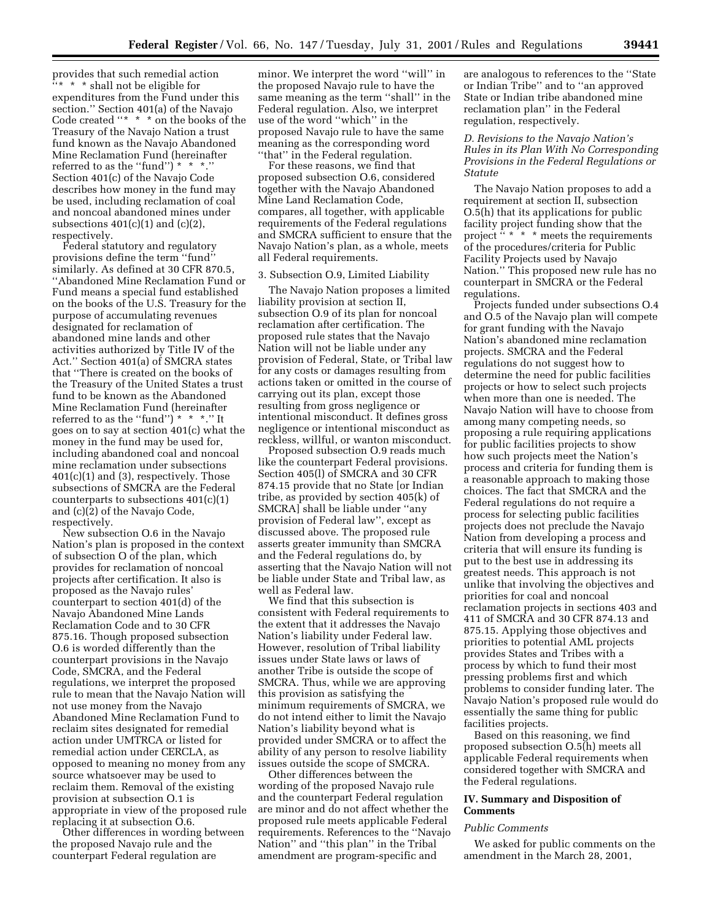provides that such remedial action "* * * shall not be eligible for expenditures from the Fund under this section." Section 401(a) of the Navajo Code created "* * * on the books of the Treasury of the Navajo Nation a trust fund known as the Navajo Abandoned Mine Reclamation Fund (hereinafter referred to as the "fund") * * *." Section 401(c) of the Navajo Code describes how money in the fund may be used, including reclamation of coal and noncoal abandoned mines under subsections 401(c)(1) and (c)(2), respectively.

Federal statutory and regulatory provisions define the term "fund" similarly. As defined at 30 CFR 870.5, "Abandoned Mine Reclamation Fund or Fund means a special fund established on the books of the U.S. Treasury for the purpose of accumulating revenues designated for reclamation of abandoned mine lands and other activities authorized by Title IV of the Act." Section 401(a) of SMCRA states that "There is created on the books of the Treasury of the United States a trust fund to be known as the Abandoned Mine Reclamation Fund (hereinafter referred to as the "fund") * * *." It goes on to say at section 401(c) what the money in the fund may be used for, including abandoned coal and noncoal mine reclamation under subsections 401(c)(1) and (3), respectively. Those subsections of SMCRA are the Federal counterparts to subsections 401(c)(1) and (c)(2) of the Navajo Code, respectively.

New subsection O.6 in the Navajo Nation's plan is proposed in the context of subsection O of the plan, which provides for reclamation of noncoal projects after certification. It also is proposed as the Navajo rules' counterpart to section 401(d) of the Navajo Abandoned Mine Lands Reclamation Code and to 30 CFR 875.16. Though proposed subsection O.6 is worded differently than the counterpart provisions in the Navajo Code, SMCRA, and the Federal regulations, we interpret the proposed rule to mean that the Navajo Nation will not use money from the Navajo Abandoned Mine Reclamation Fund to reclaim sites designated for remedial action under UMTRCA or listed for remedial action under CERCLA, as opposed to meaning no money from any source whatsoever may be used to reclaim them. Removal of the existing provision at subsection O.1 is appropriate in view of the proposed rule replacing it at subsection O.6.

Other differences in wording between the proposed Navajo rule and the counterpart Federal regulation are minor. We interpret the word "will" in the proposed Navajo rule to have the same meaning as the term "shall" in the Federal regulation. Also, we interpret use of the word "which" in the proposed Navajo rule to have the same meaning as the corresponding word "that" in the Federal regulation.

For these reasons, we find that proposed subsection O.6, considered together with the Navajo Abandoned Mine Land Reclamation Code, compares, all together, with applicable requirements of the Federal regulations and SMCRA sufficient to ensure that the Navajo Nation's plan, as a whole, meets all Federal requirements.

3. Subsection O.9, Limited Liability

The Navajo Nation proposes a limited liability provision at section II, subsection O.9 of its plan for noncoal reclamation after certification. The proposed rule states that the Navajo Nation will not be liable under any provision of Federal, State, or Tribal law for any costs or damages resulting from actions taken or omitted in the course of carrying out its plan, except those resulting from gross negligence or intentional misconduct. It defines gross negligence or intentional misconduct as reckless, willful, or wanton misconduct.

Proposed subsection O.9 reads much like the counterpart Federal provisions. Section 405(l) of SMCRA and 30 CFR 874.15 provide that no State [or Indian tribe, as provided by section 405(k) of SMCRA] shall be liable under "any provision of Federal law", except as discussed above. The proposed rule asserts greater immunity than SMCRA and the Federal regulations do, by asserting that the Navajo Nation will not be liable under State and Tribal law, as well as Federal law.

We find that this subsection is consistent with Federal requirements to the extent that it addresses the Navajo Nation's liability under Federal law. However, resolution of Tribal liability issues under State laws or laws of another Tribe is outside the scope of SMCRA. Thus, while we are approving this provision as satisfying the minimum requirements of SMCRA, we do not intend either to limit the Navajo Nation's liability beyond what is provided under SMCRA or to affect the ability of any person to resolve liability issues outside the scope of SMCRA.

Other differences between the wording of the proposed Navajo rule and the counterpart Federal regulation are minor and do not affect whether the proposed rule meets applicable Federal requirements. References to the "Navajo Nation" and "this plan" in the Tribal amendment are program-specific and are analogous to references to the "State or Indian Tribe" and to "an approved State or Indian tribe abandoned mine reclamation plan" in the Federal regulation, respectively.

### *D. Revisions to the Navajo Nation's Rules in its Plan With No Corresponding Provisions in the Federal Regulations or Statute*

The Navajo Nation proposes to add a requirement at section II, subsection O.5(h) that its applications for public facility project funding show that the project "* * * meets the requirements of the procedures/criteria for Public Facility Projects used by Navajo Nation." This proposed new rule has no counterpart in SMCRA or the Federal regulations.

Projects funded under subsections O.4 and O.5 of the Navajo plan will compete for grant funding with the Navajo Nation's abandoned mine reclamation projects. SMCRA and the Federal regulations do not suggest how to determine the need for public facilities projects or how to select such projects when more than one is needed. The Navajo Nation will have to choose from among many competing needs, so proposing a rule requiring applications for public facilities projects to show how such projects meet the Nation's process and criteria for funding them is a reasonable approach to making those choices. The fact that SMCRA and the Federal regulations do not require a process for selecting public facilities projects does not preclude the Navajo Nation from developing a process and criteria that will ensure its funding is put to the best use in addressing its greatest needs. This approach is not unlike that involving the objectives and priorities for coal and noncoal reclamation projects in sections 403 and 411 of SMCRA and 30 CFR 874.13 and 875.15. Applying those objectives and priorities to potential AML projects provides States and Tribes with a process by which to fund their most pressing problems first and which problems to consider funding later. The Navajo Nation's proposed rule would do essentially the same thing for public facilities projects.

Based on this reasoning, we find proposed subsection O.5(h) meets all applicable Federal requirements when considered together with SMCRA and the Federal regulations.

## IV. Summary and Disposition of Comments

### *Public Comments*

We asked for public comments on the amendment in the March 28, 2001,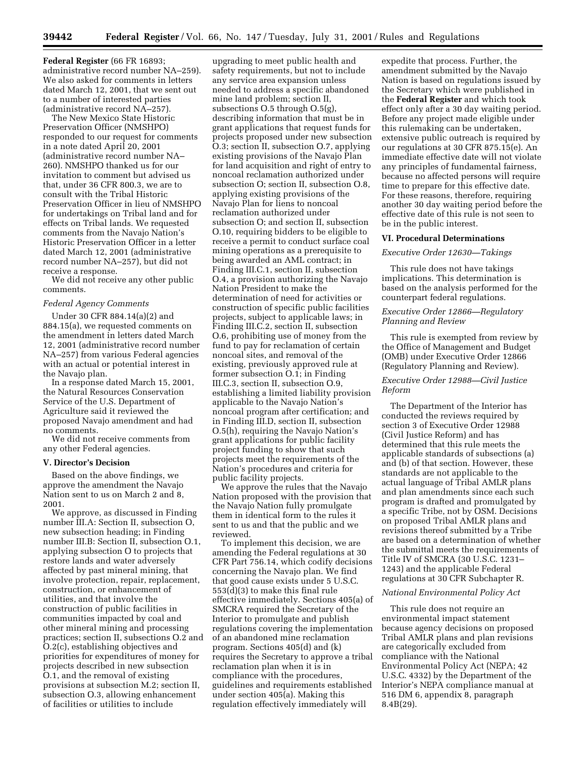**Federal Register** (66 FR 16893; administrative record number NA–259). We also asked for comments in letters dated March 12, 2001, that we sent out to a number of interested parties (administrative record NA–257).

The New Mexico State Historic Preservation Officer (NMSHPO) responded to our request for comments in a note dated April 20, 2001 (administrative record number NA–260). NMSHPO thanked us for our invitation to comment but advised us that, under 36 CFR 800.3, we are to consult with the Tribal Historic Preservation Officer in lieu of NMSHPO for undertakings on Tribal land and for effects on Tribal lands. We requested comments from the Navajo Nation's Historic Preservation Officer in a letter dated March 12, 2001 (administrative record number NA–257), but did not receive a response.

We did not receive any other public comments.

*Federal Agency Comments*

Under 30 CFR 884.14(a)(2) and 884.15(a), we requested comments on the amendment in letters dated March 12, 2001 (administrative record number NA–257) from various Federal agencies with an actual or potential interest in the Navajo plan.

In a response dated March 15, 2001, the Natural Resources Conservation Service of the U.S. Department of Agriculture said it reviewed the proposed Navajo amendment and had no comments.

We did not receive comments from any other Federal agencies.

**V. Director's Decision**

Based on the above findings, we approve the amendment the Navajo Nation sent to us on March 2 and 8, 2001.

We approve, as discussed in Finding number III.A: Section II, subsection O, new subsection heading; in Finding number III.B: Section II, subsection O.1, applying subsection O to projects that restore lands and water adversely affected by past mineral mining, that involve protection, repair, replacement, construction, or enhancement of utilities, and that involve the construction of public facilities in communities impacted by coal and other mineral mining and processing practices; section II, subsections O.2 and O.2(c), establishing objectives and priorities for expenditures of money for projects described in new subsection O.1, and the removal of existing provisions at subsection M.2; section II, subsection O.3, allowing enhancement of facilities or utilities to include upgrading to meet public health and safety requirements, but not to include any service area expansion unless needed to address a specific abandoned mine land problem; section II, subsections O.5 through O.5(g), describing information that must be in grant applications that request funds for projects proposed under new subsection O.3; section II, subsection O.7, applying existing provisions of the Navajo Plan for land acquisition and right of entry to noncoal reclamation authorized under subsection O; section II, subsection O.8, applying existing provisions of the Navajo Plan for liens to noncoal reclamation authorized under subsection O; and section II, subsection O.10, requiring bidders to be eligible to receive a permit to conduct surface coal mining operations as a prerequisite to being awarded an AML contract; in Finding III.C.1, section II, subsection O.4, a provision authorizing the Navajo Nation President to make the determination of need for activities or construction of specific public facilities projects, subject to applicable laws; in Finding III.C.2, section II, subsection O.6, prohibiting use of money from the fund to pay for reclamation of certain noncoal sites, and removal of the existing, previously approved rule at former subsection O.1; in Finding III.C.3, section II, subsection O.9, establishing a limited liability provision applicable to the Navajo Nation's noncoal program after certification; and in Finding III.D, section II, subsection O.5(h), requiring the Navajo Nation's grant applications for public facility project funding to show that such projects meet the requirements of the Nation's procedures and criteria for public facility projects.

We approve the rules that the Navajo Nation proposed with the provision that the Navajo Nation fully promulgate them in identical form to the rules it sent to us and that the public and we reviewed.

To implement this decision, we are amending the Federal regulations at 30 CFR Part 756.14, which codify decisions concerning the Navajo plan. We find that good cause exists under 5 U.S.C. 553(d)(3) to make this final rule effective immediately. Sections 405(a) of SMCRA required the Secretary of the Interior to promulgate and publish regulations covering the implementation of an abandoned mine reclamation program. Sections 405(d) and (k) requires the Secretary to approve a tribal reclamation plan when it is in compliance with the procedures, guidelines and requirements established under section 405(a). Making this regulation effectively immediately will expedite that process. Further, the amendment submitted by the Navajo Nation is based on regulations issued by the Secretary which were published in the **Federal Register** and which took effect only after a 30 day waiting period. Before any project made eligible under this rulemaking can be undertaken, extensive public outreach is required by our regulations at 30 CFR 875.15(e). An immediate effective date will not violate any principles of fundamental fairness, because no affected persons will require time to prepare for this effective date. For these reasons, therefore, requiring another 30 day waiting period before the effective date of this rule is not seen to be in the public interest.

**VI. Procedural Determinations**

*Executive Order 12630—Takings*

This rule does not have takings implications. This determination is based on the analysis performed for the counterpart federal regulations.

*Executive Order 12866—Regulatory Planning and Review*

This rule is exempted from review by the Office of Management and Budget (OMB) under Executive Order 12866 (Regulatory Planning and Review).

*Executive Order 12988—Civil Justice Reform*

The Department of the Interior has conducted the reviews required by section 3 of Executive Order 12988 (Civil Justice Reform) and has determined that this rule meets the applicable standards of subsections (a) and (b) of that section. However, these standards are not applicable to the actual language of Tribal AMLR plans and plan amendments since each such program is drafted and promulgated by a specific Tribe, not by OSM. Decisions on proposed Tribal AMLR plans and revisions thereof submitted by a Tribe are based on a determination of whether the submittal meets the requirements of Title IV of SMCRA (30 U.S.C. 1231–1243) and the applicable Federal regulations at 30 CFR Subchapter R.

*National Environmental Policy Act*

This rule does not require an environmental impact statement because agency decisions on proposed Tribal AMLR plans and plan revisions are categorically excluded from compliance with the National Environmental Policy Act (NEPA; 42 U.S.C. 4332) by the Department of the Interior's NEPA compliance manual at 516 DM 6, appendix 8, paragraph 8.4B(29).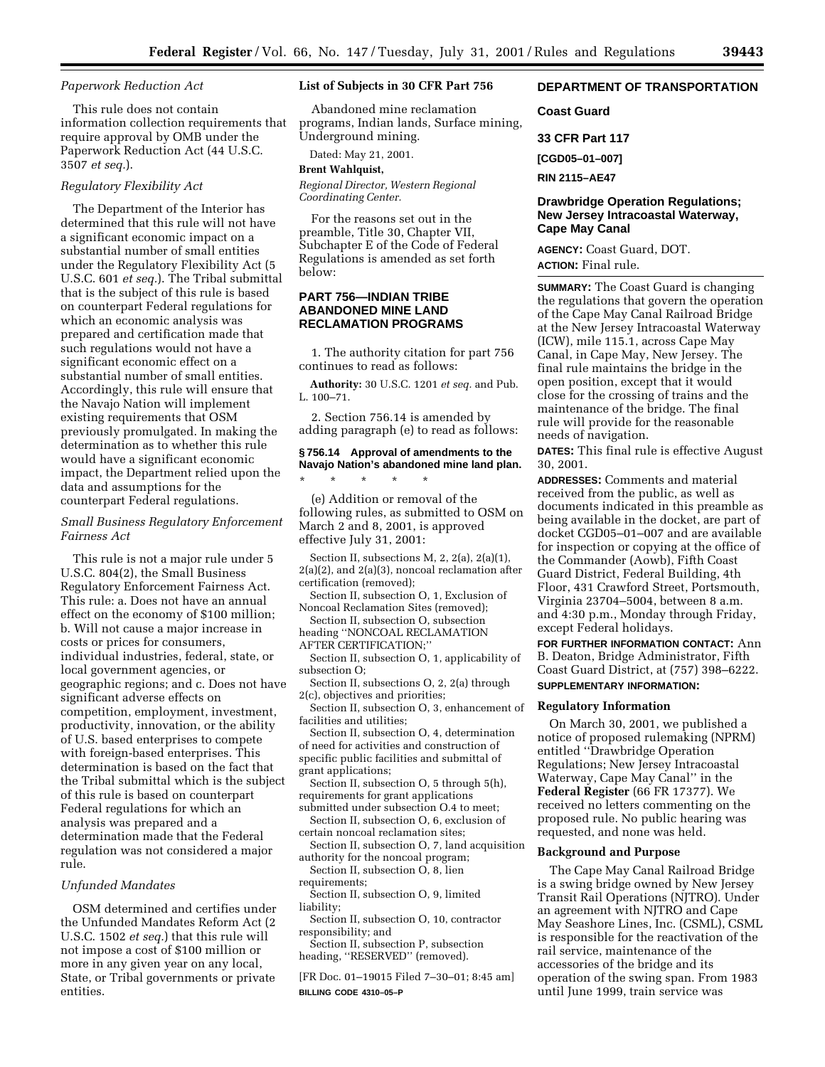*Paperwork Reduction Act*

This rule does not contain information collection requirements that require approval by OMB under the Paperwork Reduction Act (44 U.S.C. 3507 *et seq.*).

*Regulatory Flexibility Act*

The Department of the Interior has determined that this rule will not have a significant economic impact on a substantial number of small entities under the Regulatory Flexibility Act (5 U.S.C. 601 *et seq.*). The Tribal submittal that is the subject of this rule is based on counterpart Federal regulations for which an economic analysis was prepared and certification made that such regulations would not have a significant economic effect on a substantial number of small entities. Accordingly, this rule will ensure that the Navajo Nation will implement existing requirements that OSM previously promulgated. In making the determination as to whether this rule would have a significant economic impact, the Department relied upon the data and assumptions for the counterpart Federal regulations.

*Small Business Regulatory Enforcement Fairness Act*

This rule is not a major rule under 5 U.S.C. 804(2), the Small Business Regulatory Enforcement Fairness Act. This rule: a. Does not have an annual effect on the economy of $100 million; b. Will not cause a major increase in costs or prices for consumers, individual industries, federal, state, or local government agencies, or geographic regions; and c. Does not have significant adverse effects on competition, employment, investment, productivity, innovation, or the ability of U.S. based enterprises to compete with foreign-based enterprises. This determination is based on the fact that the Tribal submittal which is the subject of this rule is based on counterpart Federal regulations for which an analysis was prepared and a determination made that the Federal regulation was not considered a major rule.

*Unfunded Mandates*

OSM determined and certifies under the Unfunded Mandates Reform Act (2 U.S.C. 1502 *et seq.*) that this rule will not impose a cost of $100 million or more in any given year on any local, State, or Tribal governments or private entities.

**List of Subjects in 30 CFR Part 756**

Abandoned mine reclamation programs, Indian lands, Surface mining, Underground mining.

Dated: May 21, 2001.

**Brent Wahlquist,**

*Regional Director, Western Regional Coordinating Center.*

For the reasons set out in the preamble, Title 30, Chapter VII, Subchapter E of the Code of Federal Regulations is amended as set forth below:

## PART 756—INDIAN TRIBE ABANDONED MINE LAND RECLAMATION PROGRAMS

1. The authority citation for part 756 continues to read as follows:

**Authority:** 30 U.S.C. 1201 *et seq.* and Pub. L. 100–71.

2. Section 756.14 is amended by adding paragraph (e) to read as follows:

**§ 756.14 Approval of amendments to the Navajo Nation's abandoned mine land plan.**

\* \* \* \* \*

(e) Addition or removal of the following rules, as submitted to OSM on March 2 and 8, 2001, is approved effective July 31, 2001:

Section II, subsections M, 2, 2(a), 2(a)(1), 2(a)(2), and 2(a)(3), noncoal reclamation after certification (removed);

Section II, subsection O, 1, Exclusion of Noncoal Reclamation Sites (removed);

Section II, subsection O, subsection heading ''NONCOAL RECLAMATION AFTER CERTIFICATION;''

Section II, subsection O, 1, applicability of subsection O;

Section II, subsections O, 2, 2(a) through 2(c), objectives and priorities;

Section II, subsection O, 3, enhancement of facilities and utilities;

Section II, subsection O, 4, determination of need for activities and construction of specific public facilities and submittal of grant applications;

Section II, subsection O, 5 through 5(h), requirements for grant applications submitted under subsection O.4 to meet;

Section II, subsection O, 6, exclusion of certain noncoal reclamation sites;

Section II, subsection O, 7, land acquisition authority for the noncoal program;

Section II, subsection O, 8, lien requirements;

Section II, subsection O, 9, limited liability;

Section II, subsection O, 10, contractor responsibility; and

Section II, subsection P, subsection heading, ''RESERVED'' (removed).

[FR Doc. 01–19015 Filed 7–30–01; 8:45 am]

**BILLING CODE 4310–05–P**

## DEPARTMENT OF TRANSPORTATION

### Coast Guard

### 33 CFR Part 117

**[CGD05–01–007]**

**RIN 2115–AE47**

### Drawbridge Operation Regulations; New Jersey Intracoastal Waterway, Cape May Canal

**AGENCY:** Coast Guard, DOT.

**ACTION:** Final rule.

**SUMMARY:** The Coast Guard is changing the regulations that govern the operation of the Cape May Canal Railroad Bridge at the New Jersey Intracoastal Waterway (ICW), mile 115.1, across Cape May Canal, in Cape May, New Jersey. The final rule maintains the bridge in the open position, except that it would close for the crossing of trains and the maintenance of the bridge. The final rule will provide for the reasonable needs of navigation.

**DATES:** This final rule is effective August 30, 2001.

**ADDRESSES:** Comments and material received from the public, as well as documents indicated in this preamble as being available in the docket, are part of docket CGD05–01–007 and are available for inspection or copying at the office of the Commander (Aowb), Fifth Coast Guard District, Federal Building, 4th Floor, 431 Crawford Street, Portsmouth, Virginia 23704–5004, between 8 a.m. and 4:30 p.m., Monday through Friday, except Federal holidays.

**FOR FURTHER INFORMATION CONTACT:** Ann B. Deaton, Bridge Administrator, Fifth Coast Guard District, at (757) 398–6222.

**SUPPLEMENTARY INFORMATION:**

**Regulatory Information**

On March 30, 2001, we published a notice of proposed rulemaking (NPRM) entitled ''Drawbridge Operation Regulations; New Jersey Intracoastal Waterway, Cape May Canal'' in the **Federal Register** (66 FR 17377). We received no letters commenting on the proposed rule. No public hearing was requested, and none was held.

**Background and Purpose**

The Cape May Canal Railroad Bridge is a swing bridge owned by New Jersey Transit Rail Operations (NJTRO). Under an agreement with NJTRO and Cape May Seashore Lines, Inc. (CSML), CSML is responsible for the reactivation of the rail service, maintenance of the accessories of the bridge and its operation of the swing span. From 1983 until June 1999, train service was